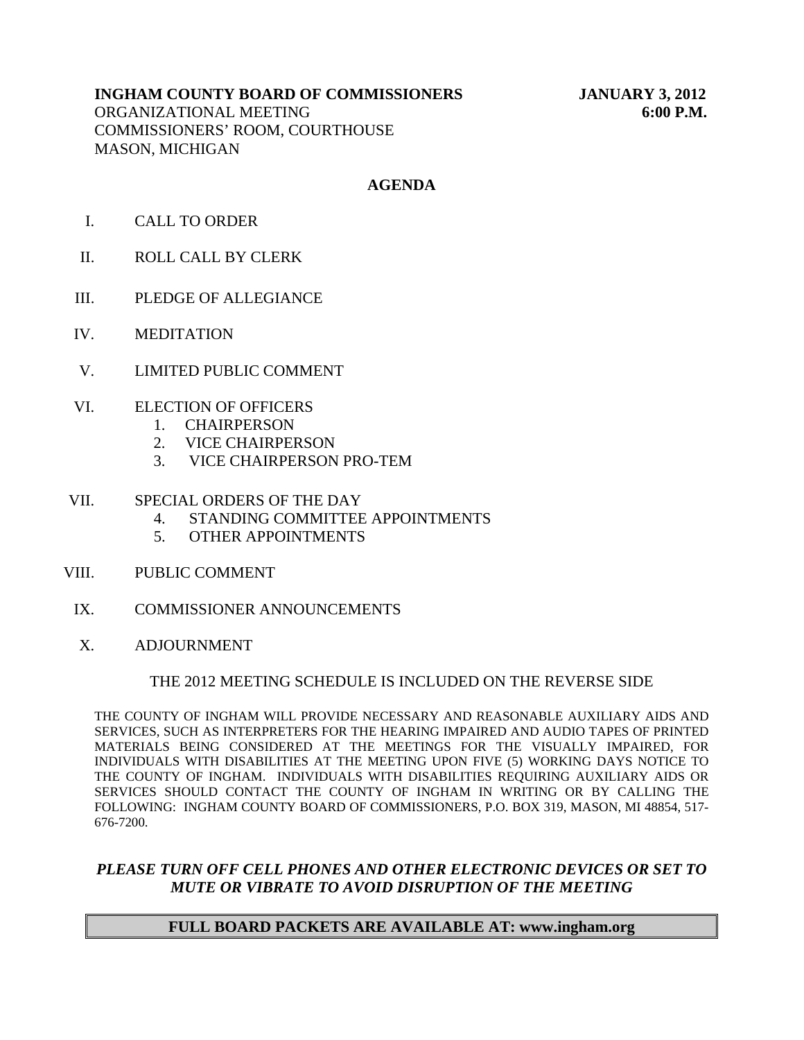**INGHAM COUNTY BOARD OF COMMISSIONERS** **JANUARY 3, 2012**
ORGANIZATIONAL MEETING **6:00 P.M.**
COMMISSIONERS' ROOM, COURTHOUSE
MASON, MICHIGAN

## AGENDA

I. CALL TO ORDER

II. ROLL CALL BY CLERK

III. PLEDGE OF ALLEGIANCE

IV. MEDITATION

V. LIMITED PUBLIC COMMENT

VI. ELECTION OF OFFICERS
   1. CHAIRPERSON
   2. VICE CHAIRPERSON
   3. VICE CHAIRPERSON PRO-TEM

VII. SPECIAL ORDERS OF THE DAY
   4. STANDING COMMITTEE APPOINTMENTS
   5. OTHER APPOINTMENTS

VIII. PUBLIC COMMENT

IX. COMMISSIONER ANNOUNCEMENTS

X. ADJOURNMENT

THE 2012 MEETING SCHEDULE IS INCLUDED ON THE REVERSE SIDE

THE COUNTY OF INGHAM WILL PROVIDE NECESSARY AND REASONABLE AUXILIARY AIDS AND SERVICES, SUCH AS INTERPRETERS FOR THE HEARING IMPAIRED AND AUDIO TAPES OF PRINTED MATERIALS BEING CONSIDERED AT THE MEETINGS FOR THE VISUALLY IMPAIRED, FOR INDIVIDUALS WITH DISABILITIES AT THE MEETING UPON FIVE (5) WORKING DAYS NOTICE TO THE COUNTY OF INGHAM. INDIVIDUALS WITH DISABILITIES REQUIRING AUXILIARY AIDS OR SERVICES SHOULD CONTACT THE COUNTY OF INGHAM IN WRITING OR BY CALLING THE FOLLOWING: INGHAM COUNTY BOARD OF COMMISSIONERS, P.O. BOX 319, MASON, MI 48854, 517-676-7200.

***PLEASE TURN OFF CELL PHONES AND OTHER ELECTRONIC DEVICES OR SET TO MUTE OR VIBRATE TO AVOID DISRUPTION OF THE MEETING***

**FULL BOARD PACKETS ARE AVAILABLE AT: www.ingham.org**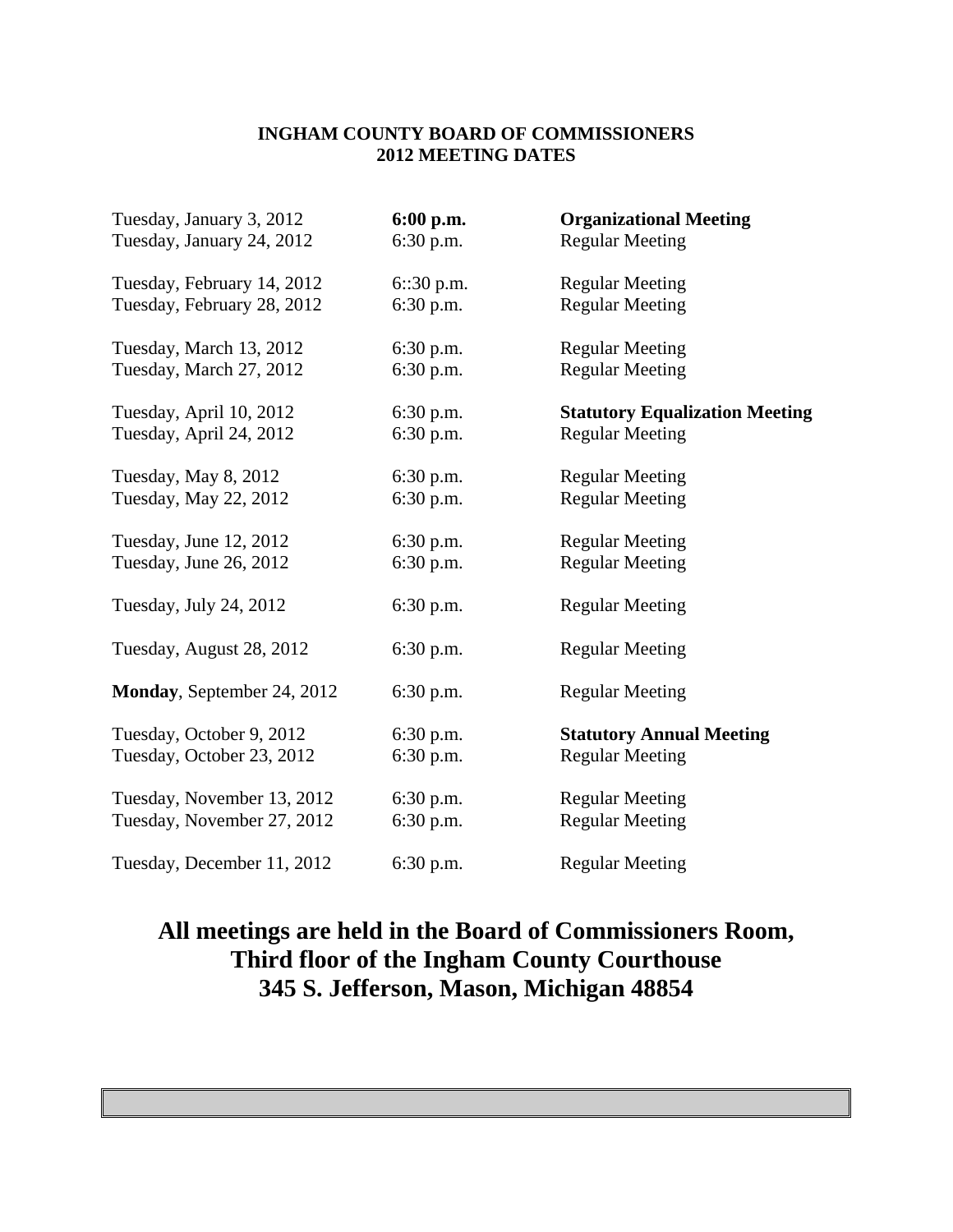**INGHAM COUNTY BOARD OF COMMISSIONERS**
**2012 MEETING DATES**

| | | |
|---|---|---|
| Tuesday, January 3, 2012 | **6:00 p.m.** | **Organizational Meeting** |
| Tuesday, January 24, 2012 | 6:30 p.m. | Regular Meeting |
| Tuesday, February 14, 2012 | 6::30 p.m. | Regular Meeting |
| Tuesday, February 28, 2012 | 6:30 p.m. | Regular Meeting |
| Tuesday, March 13, 2012 | 6:30 p.m. | Regular Meeting |
| Tuesday, March 27, 2012 | 6:30 p.m. | Regular Meeting |
| Tuesday, April 10, 2012 | 6:30 p.m. | **Statutory Equalization Meeting** |
| Tuesday, April 24, 2012 | 6:30 p.m. | Regular Meeting |
| Tuesday, May 8, 2012 | 6:30 p.m. | Regular Meeting |
| Tuesday, May 22, 2012 | 6:30 p.m. | Regular Meeting |
| Tuesday, June 12, 2012 | 6:30 p.m. | Regular Meeting |
| Tuesday, June 26, 2012 | 6:30 p.m. | Regular Meeting |
| Tuesday, July 24, 2012 | 6:30 p.m. | Regular Meeting |
| Tuesday, August 28, 2012 | 6:30 p.m. | Regular Meeting |
| **Monday**, September 24, 2012 | 6:30 p.m. | Regular Meeting |
| Tuesday, October 9, 2012 | 6:30 p.m. | **Statutory Annual Meeting** |
| Tuesday, October 23, 2012 | 6:30 p.m. | Regular Meeting |
| Tuesday, November 13, 2012 | 6:30 p.m. | Regular Meeting |
| Tuesday, November 27, 2012 | 6:30 p.m. | Regular Meeting |
| Tuesday, December 11, 2012 | 6:30 p.m. | Regular Meeting |

**All meetings are held in the Board of Commissioners Room,**
**Third floor of the Ingham County Courthouse**
**345 S. Jefferson, Mason, Michigan 48854**